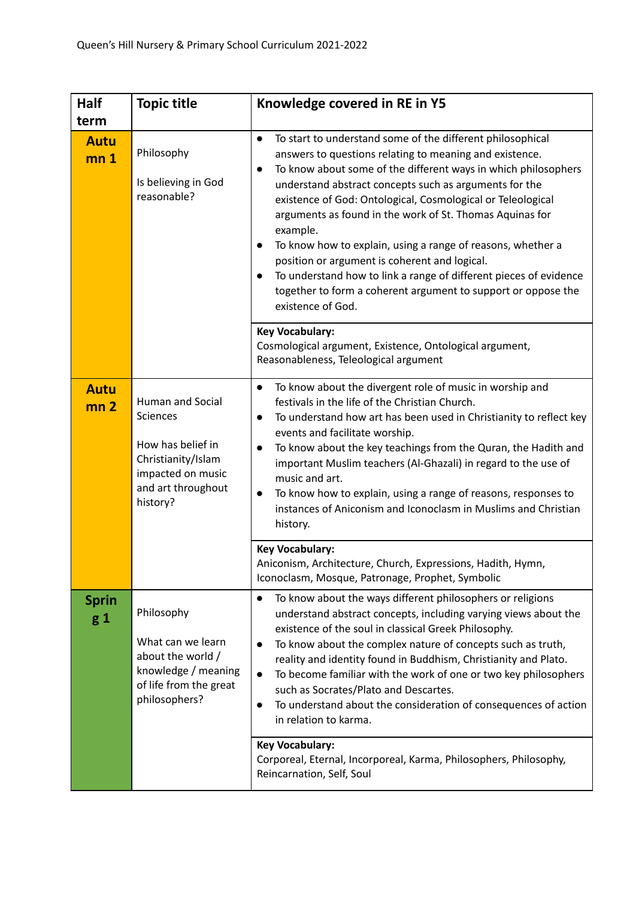Queen's Hill Nursery & Primary School Curriculum 2021-2022

| Half term | Topic title | Knowledge covered in RE in Y5 |
|---|---|---|
| **Autumn 1** | Philosophy<br><br>Is believing in God reasonable? | • To start to understand some of the different philosophical answers to questions relating to meaning and existence.<br>• To know about some of the different ways in which philosophers understand abstract concepts such as arguments for the existence of God: Ontological, Cosmological or Teleological arguments as found in the work of St. Thomas Aquinas for example.<br>• To know how to explain, using a range of reasons, whether a position or argument is coherent and logical.<br>• To understand how to link a range of different pieces of evidence together to form a coherent argument to support or oppose the existence of God. |
| | | **Key Vocabulary:**<br>Cosmological argument, Existence, Ontological argument, Reasonableness, Teleological argument |
| **Autumn 2** | Human and Social Sciences<br><br>How has belief in Christianity/Islam impacted on music and art throughout history? | • To know about the divergent role of music in worship and festivals in the life of the Christian Church.<br>• To understand how art has been used in Christianity to reflect key events and facilitate worship.<br>• To know about the key teachings from the Quran, the Hadith and important Muslim teachers (Al-Ghazali) in regard to the use of music and art.<br>• To know how to explain, using a range of reasons, responses to instances of Aniconism and Iconoclasm in Muslims and Christian history. |
| | | **Key Vocabulary:**<br>Aniconism, Architecture, Church, Expressions, Hadith, Hymn, Iconoclasm, Mosque, Patronage, Prophet, Symbolic |
| **Spring 1** | Philosophy<br><br>What can we learn about the world / knowledge / meaning of life from the great philosophers? | • To know about the ways different philosophers or religions understand abstract concepts, including varying views about the existence of the soul in classical Greek Philosophy.<br>• To know about the complex nature of concepts such as truth, reality and identity found in Buddhism, Christianity and Plato.<br>• To become familiar with the work of one or two key philosophers such as Socrates/Plato and Descartes.<br>• To understand about the consideration of consequences of action in relation to karma. |
| | | **Key Vocabulary:**<br>Corporeal, Eternal, Incorporeal, Karma, Philosophers, Philosophy, Reincarnation, Self, Soul |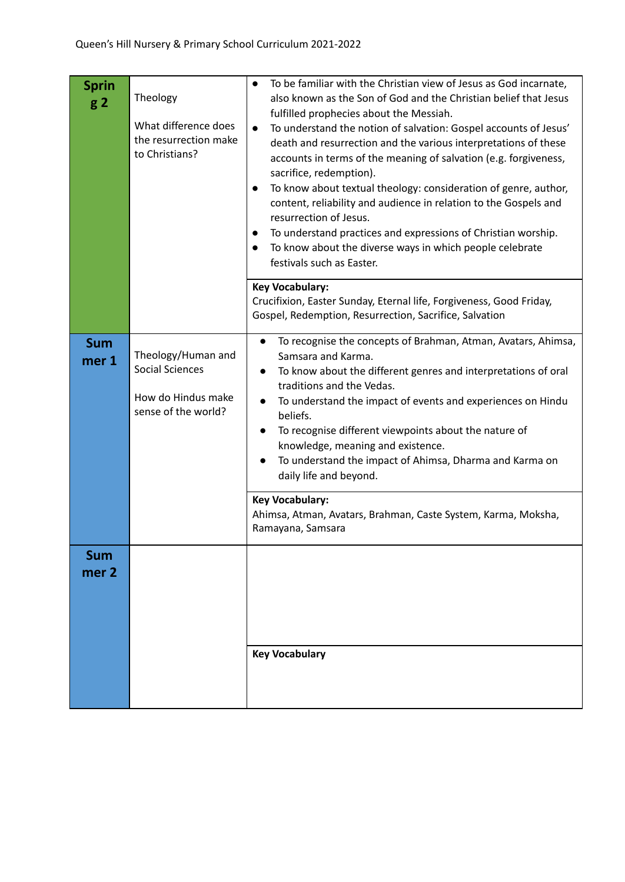| | | |
|---|---|---|
| **Spring 2** | Theology<br><br>What difference does the resurrection make to Christians? | • To be familiar with the Christian view of Jesus as God incarnate, also known as the Son of God and the Christian belief that Jesus fulfilled prophecies about the Messiah.<br>• To understand the notion of salvation: Gospel accounts of Jesus' death and resurrection and the various interpretations of these accounts in terms of the meaning of salvation (e.g. forgiveness, sacrifice, redemption).<br>• To know about textual theology: consideration of genre, author, content, reliability and audience in relation to the Gospels and resurrection of Jesus.<br>• To understand practices and expressions of Christian worship.<br>• To know about the diverse ways in which people celebrate festivals such as Easter. |
| | | **Key Vocabulary:**<br>Crucifixion, Easter Sunday, Eternal life, Forgiveness, Good Friday, Gospel, Redemption, Resurrection, Sacrifice, Salvation |
| **Summer 1** | Theology/Human and Social Sciences<br><br>How do Hindus make sense of the world? | • To recognise the concepts of Brahman, Atman, Avatars, Ahimsa, Samsara and Karma.<br>• To know about the different genres and interpretations of oral traditions and the Vedas.<br>• To understand the impact of events and experiences on Hindu beliefs.<br>• To recognise different viewpoints about the nature of knowledge, meaning and existence.<br>• To understand the impact of Ahimsa, Dharma and Karma on daily life and beyond. |
| | | **Key Vocabulary:**<br>Ahimsa, Atman, Avatars, Brahman, Caste System, Karma, Moksha, Ramayana, Samsara |
| **Summer 2** | | |
| | | **Key Vocabulary** |